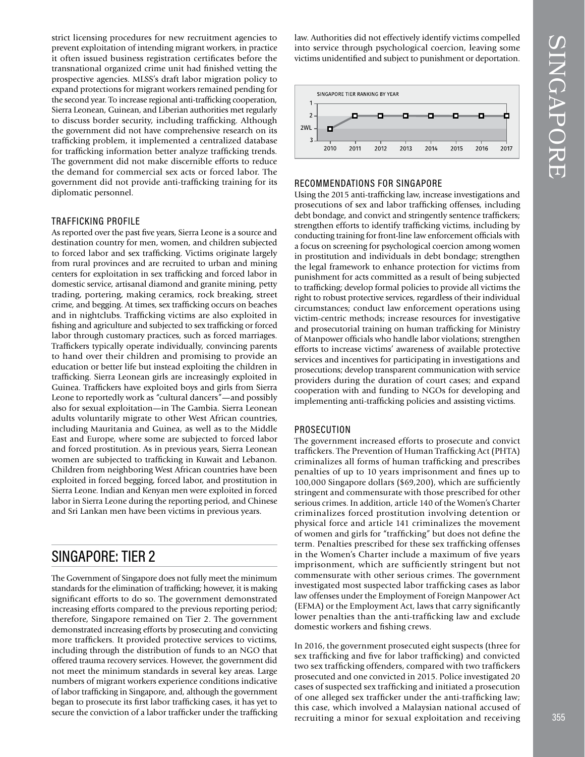strict licensing procedures for new recruitment agencies to prevent exploitation of intending migrant workers, in practice it often issued business registration certificates before the transnational organized crime unit had finished vetting the prospective agencies. MLSS's draft labor migration policy to expand protections for migrant workers remained pending for the second year. To increase regional anti-trafficking cooperation, Sierra Leonean, Guinean, and Liberian authorities met regularly to discuss border security, including trafficking. Although the government did not have comprehensive research on its trafficking problem, it implemented a centralized database for trafficking information better analyze trafficking trends. The government did not make discernible efforts to reduce the demand for commercial sex acts or forced labor. The government did not provide anti-trafficking training for its diplomatic personnel.

### TRAFFICKING PROFILE

As reported over the past five years, Sierra Leone is a source and destination country for men, women, and children subjected to forced labor and sex trafficking. Victims originate largely from rural provinces and are recruited to urban and mining centers for exploitation in sex trafficking and forced labor in domestic service, artisanal diamond and granite mining, petty trading, portering, making ceramics, rock breaking, street crime, and begging. At times, sex trafficking occurs on beaches and in nightclubs. Trafficking victims are also exploited in fishing and agriculture and subjected to sex trafficking or forced labor through customary practices, such as forced marriages. Traffickers typically operate individually, convincing parents to hand over their children and promising to provide an education or better life but instead exploiting the children in trafficking. Sierra Leonean girls are increasingly exploited in Guinea. Traffickers have exploited boys and girls from Sierra Leone to reportedly work as "cultural dancers"—and possibly also for sexual exploitation—in The Gambia. Sierra Leonean adults voluntarily migrate to other West African countries, including Mauritania and Guinea, as well as to the Middle East and Europe, where some are subjected to forced labor and forced prostitution. As in previous years, Sierra Leonean women are subjected to trafficking in Kuwait and Lebanon. Children from neighboring West African countries have been exploited in forced begging, forced labor, and prostitution in Sierra Leone. Indian and Kenyan men were exploited in forced labor in Sierra Leone during the reporting period, and Chinese and Sri Lankan men have been victims in previous years.

## SINGAPORE: TIER 2

The Government of Singapore does not fully meet the minimum standards for the elimination of trafficking; however, it is making significant efforts to do so. The government demonstrated increasing efforts compared to the previous reporting period; therefore, Singapore remained on Tier 2. The government demonstrated increasing efforts by prosecuting and convicting more traffickers. It provided protective services to victims, including through the distribution of funds to an NGO that offered trauma recovery services. However, the government did not meet the minimum standards in several key areas. Large numbers of migrant workers experience conditions indicative of labor trafficking in Singapore, and, although the government began to prosecute its first labor trafficking cases, it has yet to secure the conviction of a labor trafficker under the trafficking law. Authorities did not effectively identify victims compelled into service through psychological coercion, leaving some victims unidentified and subject to punishment or deportation.

SINGAPORE TIER RANKING BY YEAR

| 2010 | 2011 | 2012 | 2013 | 2014 | 2015 | 2016 | 2017 |
|---|---|---|---|---|---|---|---|
| 2WL | 2 | 2 | 2 | 2 | 2 | 2 | 2 |

### RECOMMENDATIONS FOR SINGAPORE

Using the 2015 anti-trafficking law, increase investigations and prosecutions of sex and labor trafficking offenses, including debt bondage, and convict and stringently sentence traffickers; strengthen efforts to identify trafficking victims, including by conducting training for front-line law enforcement officials with a focus on screening for psychological coercion among women in prostitution and individuals in debt bondage; strengthen the legal framework to enhance protection for victims from punishment for acts committed as a result of being subjected to trafficking; develop formal policies to provide all victims the right to robust protective services, regardless of their individual circumstances; conduct law enforcement operations using victim-centric methods; increase resources for investigative and prosecutorial training on human trafficking for Ministry of Manpower officials who handle labor violations; strengthen efforts to increase victims' awareness of available protective services and incentives for participating in investigations and prosecutions; develop transparent communication with service providers during the duration of court cases; and expand cooperation with and funding to NGOs for developing and implementing anti-trafficking policies and assisting victims.

### PROSECUTION

The government increased efforts to prosecute and convict traffickers. The Prevention of Human Trafficking Act (PHTA) criminalizes all forms of human trafficking and prescribes penalties of up to 10 years imprisonment and fines up to 100,000 Singapore dollars ($69,200), which are sufficiently stringent and commensurate with those prescribed for other serious crimes. In addition, article 140 of the Women's Charter criminalizes forced prostitution involving detention or physical force and article 141 criminalizes the movement of women and girls for "trafficking" but does not define the term. Penalties prescribed for these sex trafficking offenses in the Women's Charter include a maximum of five years imprisonment, which are sufficiently stringent but not commensurate with other serious crimes. The government investigated most suspected labor trafficking cases as labor law offenses under the Employment of Foreign Manpower Act (EFMA) or the Employment Act, laws that carry significantly lower penalties than the anti-trafficking law and exclude domestic workers and fishing crews.

In 2016, the government prosecuted eight suspects (three for sex trafficking and five for labor trafficking) and convicted two sex trafficking offenders, compared with two traffickers prosecuted and one convicted in 2015. Police investigated 20 cases of suspected sex trafficking and initiated a prosecution of one alleged sex trafficker under the anti-trafficking law; this case, which involved a Malaysian national accused of recruiting a minor for sexual exploitation and receiving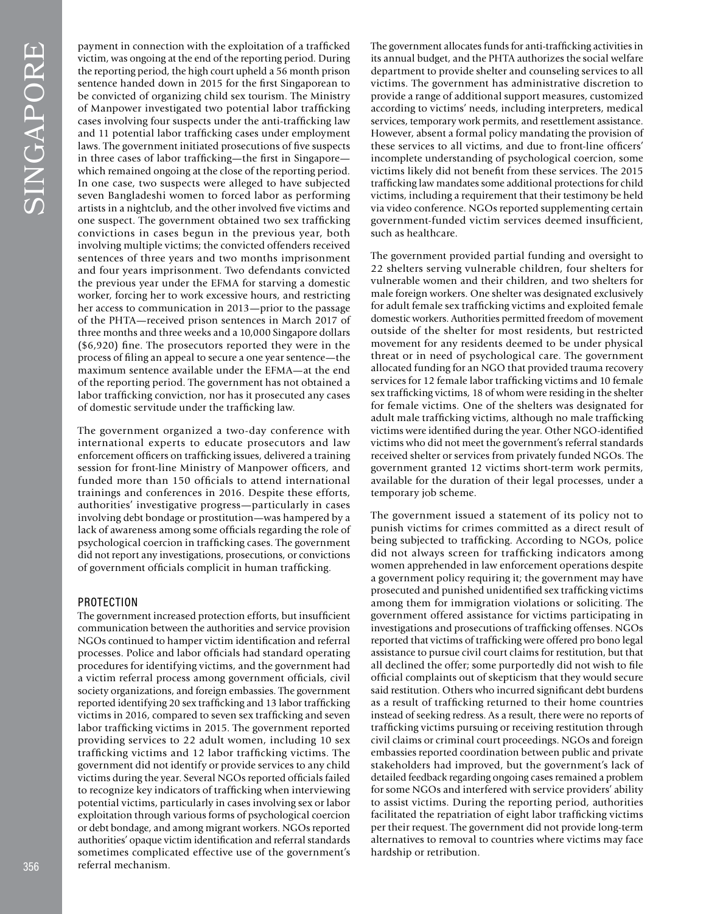payment in connection with the exploitation of a trafficked victim, was ongoing at the end of the reporting period. During the reporting period, the high court upheld a 56 month prison sentence handed down in 2015 for the first Singaporean to be convicted of organizing child sex tourism. The Ministry of Manpower investigated two potential labor trafficking cases involving four suspects under the anti-trafficking law and 11 potential labor trafficking cases under employment laws. The government initiated prosecutions of five suspects in three cases of labor trafficking—the first in Singapore—which remained ongoing at the close of the reporting period. In one case, two suspects were alleged to have subjected seven Bangladeshi women to forced labor as performing artists in a nightclub, and the other involved five victims and one suspect. The government obtained two sex trafficking convictions in cases begun in the previous year, both involving multiple victims; the convicted offenders received sentences of three years and two months imprisonment and four years imprisonment. Two defendants convicted the previous year under the EFMA for starving a domestic worker, forcing her to work excessive hours, and restricting her access to communication in 2013—prior to the passage of the PHTA—received prison sentences in March 2017 of three months and three weeks and a 10,000 Singapore dollars ($6,920) fine. The prosecutors reported they were in the process of filing an appeal to secure a one year sentence—the maximum sentence available under the EFMA—at the end of the reporting period. The government has not obtained a labor trafficking conviction, nor has it prosecuted any cases of domestic servitude under the trafficking law.

The government organized a two-day conference with international experts to educate prosecutors and law enforcement officers on trafficking issues, delivered a training session for front-line Ministry of Manpower officers, and funded more than 150 officials to attend international trainings and conferences in 2016. Despite these efforts, authorities' investigative progress—particularly in cases involving debt bondage or prostitution—was hampered by a lack of awareness among some officials regarding the role of psychological coercion in trafficking cases. The government did not report any investigations, prosecutions, or convictions of government officials complicit in human trafficking.

## PROTECTION

The government increased protection efforts, but insufficient communication between the authorities and service provision NGOs continued to hamper victim identification and referral processes. Police and labor officials had standard operating procedures for identifying victims, and the government had a victim referral process among government officials, civil society organizations, and foreign embassies. The government reported identifying 20 sex trafficking and 13 labor trafficking victims in 2016, compared to seven sex trafficking and seven labor trafficking victims in 2015. The government reported providing services to 22 adult women, including 10 sex trafficking victims and 12 labor trafficking victims. The government did not identify or provide services to any child victims during the year. Several NGOs reported officials failed to recognize key indicators of trafficking when interviewing potential victims, particularly in cases involving sex or labor exploitation through various forms of psychological coercion or debt bondage, and among migrant workers. NGOs reported authorities' opaque victim identification and referral standards sometimes complicated effective use of the government's referral mechanism.

The government allocates funds for anti-trafficking activities in its annual budget, and the PHTA authorizes the social welfare department to provide shelter and counseling services to all victims. The government has administrative discretion to provide a range of additional support measures, customized according to victims' needs, including interpreters, medical services, temporary work permits, and resettlement assistance. However, absent a formal policy mandating the provision of these services to all victims, and due to front-line officers' incomplete understanding of psychological coercion, some victims likely did not benefit from these services. The 2015 trafficking law mandates some additional protections for child victims, including a requirement that their testimony be held via video conference. NGOs reported supplementing certain government-funded victim services deemed insufficient, such as healthcare.

The government provided partial funding and oversight to 22 shelters serving vulnerable children, four shelters for vulnerable women and their children, and two shelters for male foreign workers. One shelter was designated exclusively for adult female sex trafficking victims and exploited female domestic workers. Authorities permitted freedom of movement outside of the shelter for most residents, but restricted movement for any residents deemed to be under physical threat or in need of psychological care. The government allocated funding for an NGO that provided trauma recovery services for 12 female labor trafficking victims and 10 female sex trafficking victims, 18 of whom were residing in the shelter for female victims. One of the shelters was designated for adult male trafficking victims, although no male trafficking victims were identified during the year. Other NGO-identified victims who did not meet the government's referral standards received shelter or services from privately funded NGOs. The government granted 12 victims short-term work permits, available for the duration of their legal processes, under a temporary job scheme.

The government issued a statement of its policy not to punish victims for crimes committed as a direct result of being subjected to trafficking. According to NGOs, police did not always screen for trafficking indicators among women apprehended in law enforcement operations despite a government policy requiring it; the government may have prosecuted and punished unidentified sex trafficking victims among them for immigration violations or soliciting. The government offered assistance for victims participating in investigations and prosecutions of trafficking offenses. NGOs reported that victims of trafficking were offered pro bono legal assistance to pursue civil court claims for restitution, but that all declined the offer; some purportedly did not wish to file official complaints out of skepticism that they would secure said restitution. Others who incurred significant debt burdens as a result of trafficking returned to their home countries instead of seeking redress. As a result, there were no reports of trafficking victims pursuing or receiving restitution through civil claims or criminal court proceedings. NGOs and foreign embassies reported coordination between public and private stakeholders had improved, but the government's lack of detailed feedback regarding ongoing cases remained a problem for some NGOs and interfered with service providers' ability to assist victims. During the reporting period, authorities facilitated the repatriation of eight labor trafficking victims per their request. The government did not provide long-term alternatives to removal to countries where victims may face hardship or retribution.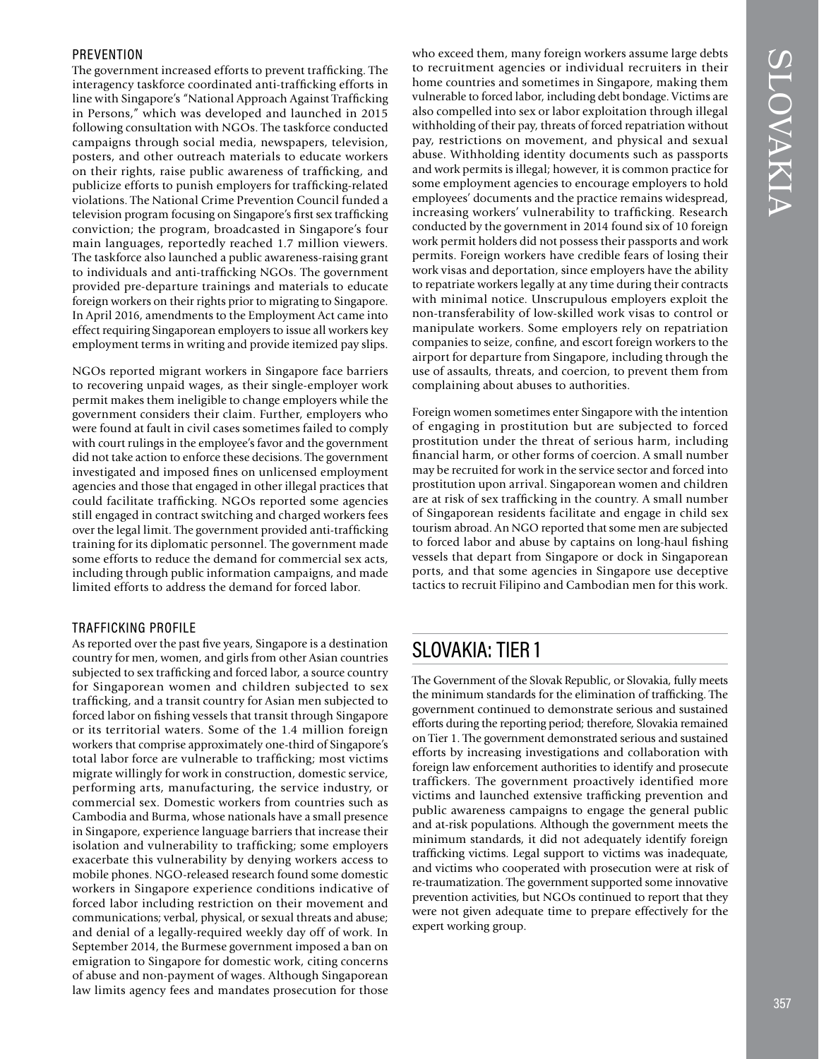### PREVENTION

The government increased efforts to prevent trafficking. The interagency taskforce coordinated anti-trafficking efforts in line with Singapore's "National Approach Against Trafficking in Persons," which was developed and launched in 2015 following consultation with NGOs. The taskforce conducted campaigns through social media, newspapers, television, posters, and other outreach materials to educate workers on their rights, raise public awareness of trafficking, and publicize efforts to punish employers for trafficking-related violations. The National Crime Prevention Council funded a television program focusing on Singapore's first sex trafficking conviction; the program, broadcasted in Singapore's four main languages, reportedly reached 1.7 million viewers. The taskforce also launched a public awareness-raising grant to individuals and anti-trafficking NGOs. The government provided pre-departure trainings and materials to educate foreign workers on their rights prior to migrating to Singapore. In April 2016, amendments to the Employment Act came into effect requiring Singaporean employers to issue all workers key employment terms in writing and provide itemized pay slips.

NGOs reported migrant workers in Singapore face barriers to recovering unpaid wages, as their single-employer work permit makes them ineligible to change employers while the government considers their claim. Further, employers who were found at fault in civil cases sometimes failed to comply with court rulings in the employee's favor and the government did not take action to enforce these decisions. The government investigated and imposed fines on unlicensed employment agencies and those that engaged in other illegal practices that could facilitate trafficking. NGOs reported some agencies still engaged in contract switching and charged workers fees over the legal limit. The government provided anti-trafficking training for its diplomatic personnel. The government made some efforts to reduce the demand for commercial sex acts, including through public information campaigns, and made limited efforts to address the demand for forced labor.

### TRAFFICKING PROFILE

As reported over the past five years, Singapore is a destination country for men, women, and girls from other Asian countries subjected to sex trafficking and forced labor, a source country for Singaporean women and children subjected to sex trafficking, and a transit country for Asian men subjected to forced labor on fishing vessels that transit through Singapore or its territorial waters. Some of the 1.4 million foreign workers that comprise approximately one-third of Singapore's total labor force are vulnerable to trafficking; most victims migrate willingly for work in construction, domestic service, performing arts, manufacturing, the service industry, or commercial sex. Domestic workers from countries such as Cambodia and Burma, whose nationals have a small presence in Singapore, experience language barriers that increase their isolation and vulnerability to trafficking; some employers exacerbate this vulnerability by denying workers access to mobile phones. NGO-released research found some domestic workers in Singapore experience conditions indicative of forced labor including restriction on their movement and communications; verbal, physical, or sexual threats and abuse; and denial of a legally-required weekly day off of work. In September 2014, the Burmese government imposed a ban on emigration to Singapore for domestic work, citing concerns of abuse and non-payment of wages. Although Singaporean law limits agency fees and mandates prosecution for those who exceed them, many foreign workers assume large debts to recruitment agencies or individual recruiters in their home countries and sometimes in Singapore, making them vulnerable to forced labor, including debt bondage. Victims are also compelled into sex or labor exploitation through illegal withholding of their pay, threats of forced repatriation without pay, restrictions on movement, and physical and sexual abuse. Withholding identity documents such as passports and work permits is illegal; however, it is common practice for some employment agencies to encourage employers to hold employees' documents and the practice remains widespread, increasing workers' vulnerability to trafficking. Research conducted by the government in 2014 found six of 10 foreign work permit holders did not possess their passports and work permits. Foreign workers have credible fears of losing their work visas and deportation, since employers have the ability to repatriate workers legally at any time during their contracts with minimal notice. Unscrupulous employers exploit the non-transferability of low-skilled work visas to control or manipulate workers. Some employers rely on repatriation companies to seize, confine, and escort foreign workers to the airport for departure from Singapore, including through the use of assaults, threats, and coercion, to prevent them from complaining about abuses to authorities.

Foreign women sometimes enter Singapore with the intention of engaging in prostitution but are subjected to forced prostitution under the threat of serious harm, including financial harm, or other forms of coercion. A small number may be recruited for work in the service sector and forced into prostitution upon arrival. Singaporean women and children are at risk of sex trafficking in the country. A small number of Singaporean residents facilitate and engage in child sex tourism abroad. An NGO reported that some men are subjected to forced labor and abuse by captains on long-haul fishing vessels that depart from Singapore or dock in Singaporean ports, and that some agencies in Singapore use deceptive tactics to recruit Filipino and Cambodian men for this work.

## SLOVAKIA: TIER 1

The Government of the Slovak Republic, or Slovakia, fully meets the minimum standards for the elimination of trafficking. The government continued to demonstrate serious and sustained efforts during the reporting period; therefore, Slovakia remained on Tier 1. The government demonstrated serious and sustained efforts by increasing investigations and collaboration with foreign law enforcement authorities to identify and prosecute traffickers. The government proactively identified more victims and launched extensive trafficking prevention and public awareness campaigns to engage the general public and at-risk populations. Although the government meets the minimum standards, it did not adequately identify foreign trafficking victims. Legal support to victims was inadequate, and victims who cooperated with prosecution were at risk of re-traumatization. The government supported some innovative prevention activities, but NGOs continued to report that they were not given adequate time to prepare effectively for the expert working group.